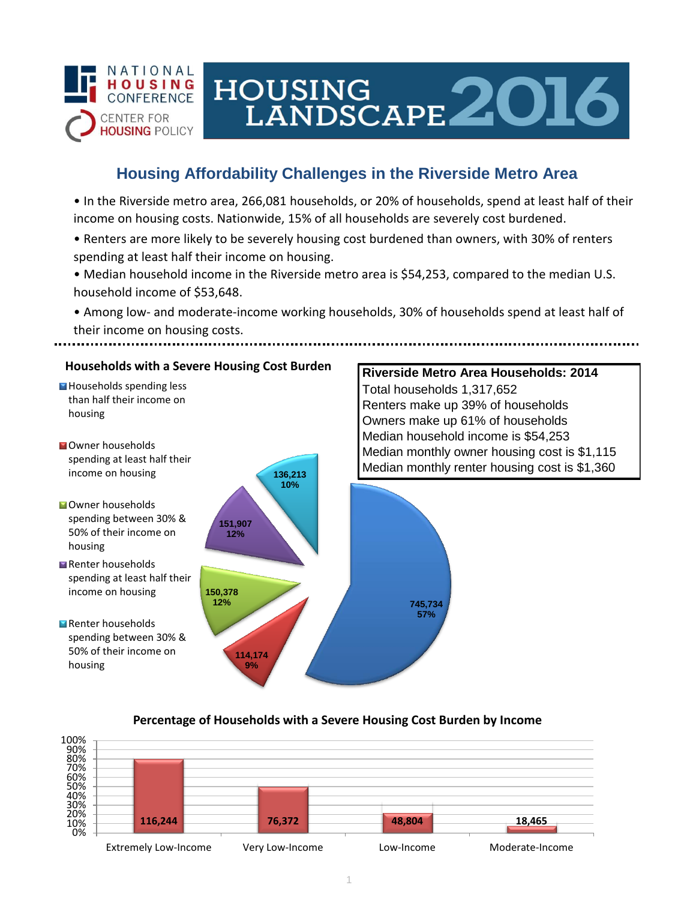NATIONAL HOUSING CONFERENCE
CENTER FOR HOUSING POLICY

# HOUSING LANDSCAPE 2016

## Housing Affordability Challenges in the Riverside Metro Area

- In the Riverside metro area, 266,081 households, or 20% of households, spend at least half of their income on housing costs. Nationwide, 15% of all households are severely cost burdened.
- Renters are more likely to be severely housing cost burdened than owners, with 30% of renters spending at least half their income on housing.
- Median household income in the Riverside metro area is $54,253, compared to the median U.S. household income of $53,648.
- Among low- and moderate-income working households, 30% of households spend at least half of their income on housing costs.

### Households with a Severe Housing Cost Burden

| Category | Households | Percent |
|---|---|---|
| Households spending less than half their income on housing | 745,734 | 57% |
| Owner households spending at least half their income on housing | 114,174 | 9% |
| Owner households spending between 30% & 50% of their income on housing | 150,378 | 12% |
| Renter households spending at least half their income on housing | 151,907 | 12% |
| Renter households spending between 30% & 50% of their income on housing | 136,213 | 10% |

### Riverside Metro Area Households: 2014

Total households 1,317,652
Renters make up 39% of households
Owners make up 61% of households
Median household income is $54,253
Median monthly owner housing cost is $1,115
Median monthly renter housing cost is $1,360

### Percentage of Households with a Severe Housing Cost Burden by Income

| Income Level | Households |
|---|---|
| Extremely Low-Income | 116,244 |
| Very Low-Income | 76,372 |
| Low-Income | 48,804 |
| Moderate-Income | 18,465 |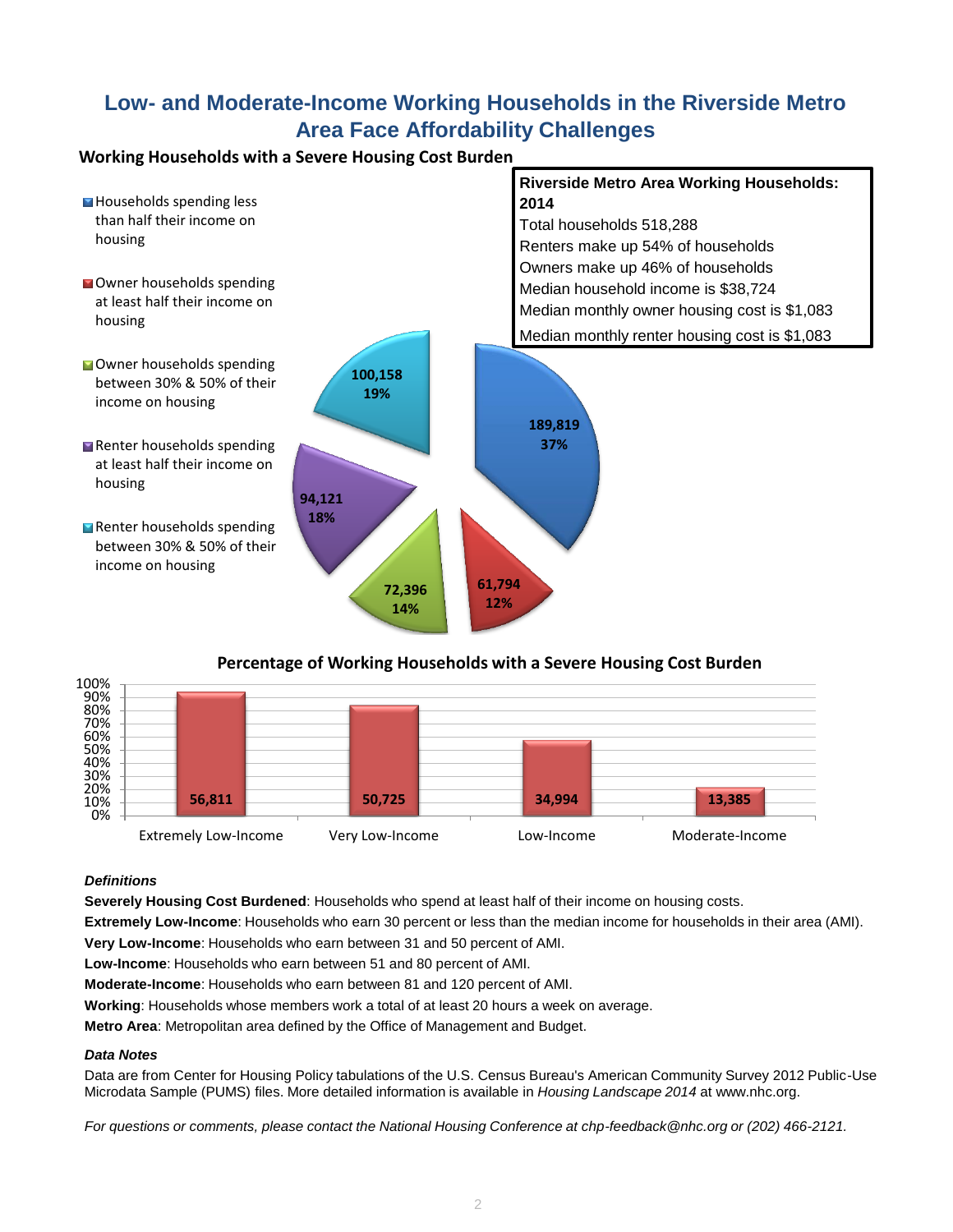# Low- and Moderate-Income Working Households in the Riverside Metro Area Face Affordability Challenges

## Working Households with a Severe Housing Cost Burden

Households spending less than half their income on housing

Owner households spending at least half their income on housing

Owner households spending between 30% & 50% of their income on housing

Renter households spending at least half their income on housing

Renter households spending between 30% & 50% of their income on housing

189,819
37%

61,794
12%

72,396
14%

94,121
18%

100,158
19%

**Riverside Metro Area Working Households: 2014**

Total households 518,288

Renters make up 54% of households

Owners make up 46% of households

Median household income is $38,724

Median monthly owner housing cost is $1,083

Median monthly renter housing cost is $1,083

## Percentage of Working Households with a Severe Housing Cost Burden

100%
90%
80%
70%
60%
50%
40%
30%
20%
10%
0%

Extremely Low-Income: 56,811

Very Low-Income: 50,725

Low-Income: 34,994

Moderate-Income: 13,385

### *Definitions*

**Severely Housing Cost Burdened**: Households who spend at least half of their income on housing costs.

**Extremely Low-Income**: Households who earn 30 percent or less than the median income for households in their area (AMI).

**Very Low-Income**: Households who earn between 31 and 50 percent of AMI.

**Low-Income**: Households who earn between 51 and 80 percent of AMI.

**Moderate-Income**: Households who earn between 81 and 120 percent of AMI.

**Working**: Households whose members work a total of at least 20 hours a week on average.

**Metro Area**: Metropolitan area defined by the Office of Management and Budget.

### *Data Notes*

Data are from Center for Housing Policy tabulations of the U.S. Census Bureau's American Community Survey 2012 Public-Use Microdata Sample (PUMS) files. More detailed information is available in *Housing Landscape 2014* at www.nhc.org.

*For questions or comments, please contact the National Housing Conference at chp-feedback@nhc.org or (202) 466-2121.*